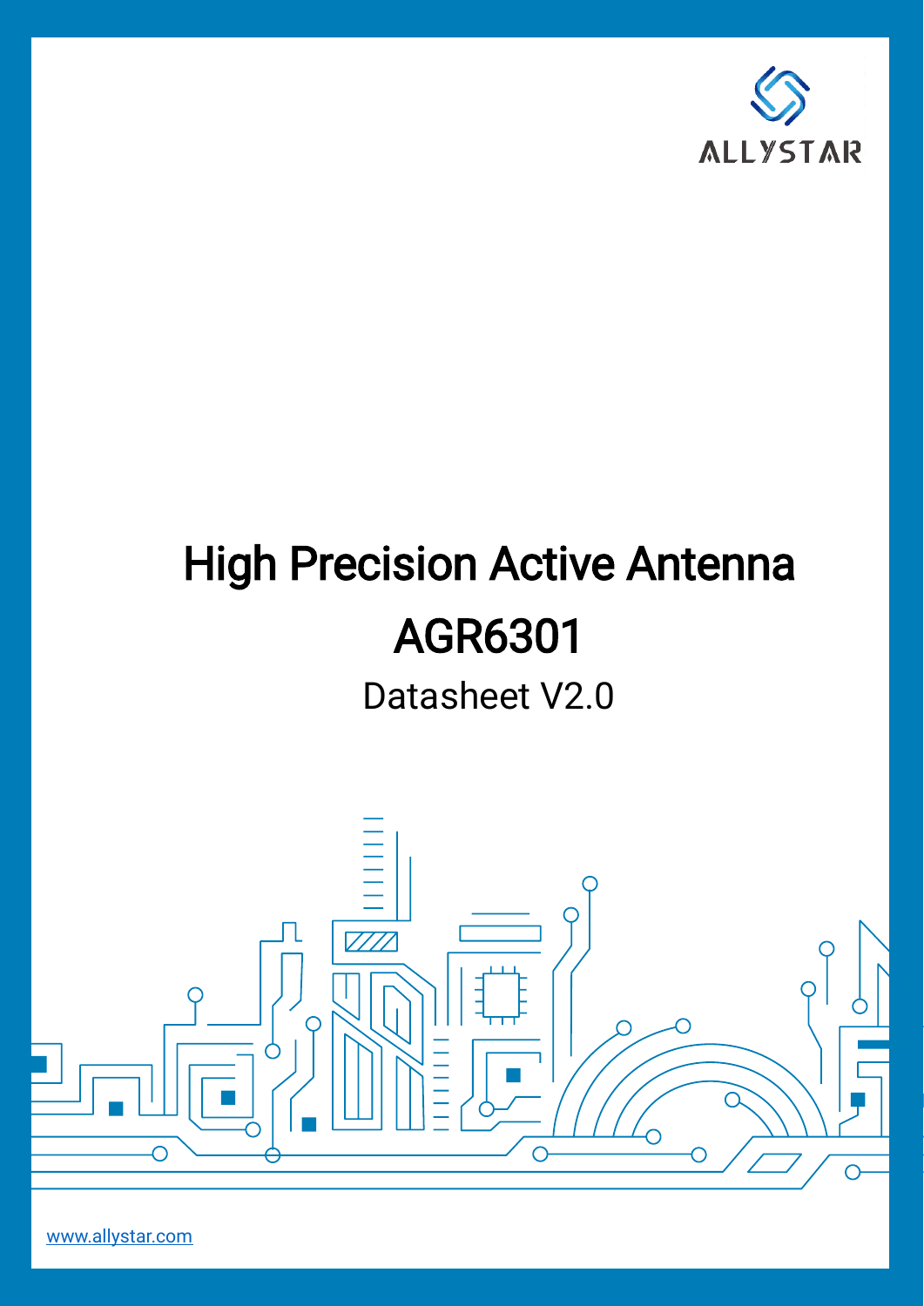ALLYSTAR

# High Precision Active Antenna

# AGR6301

Datasheet V2.0

www.allystar.com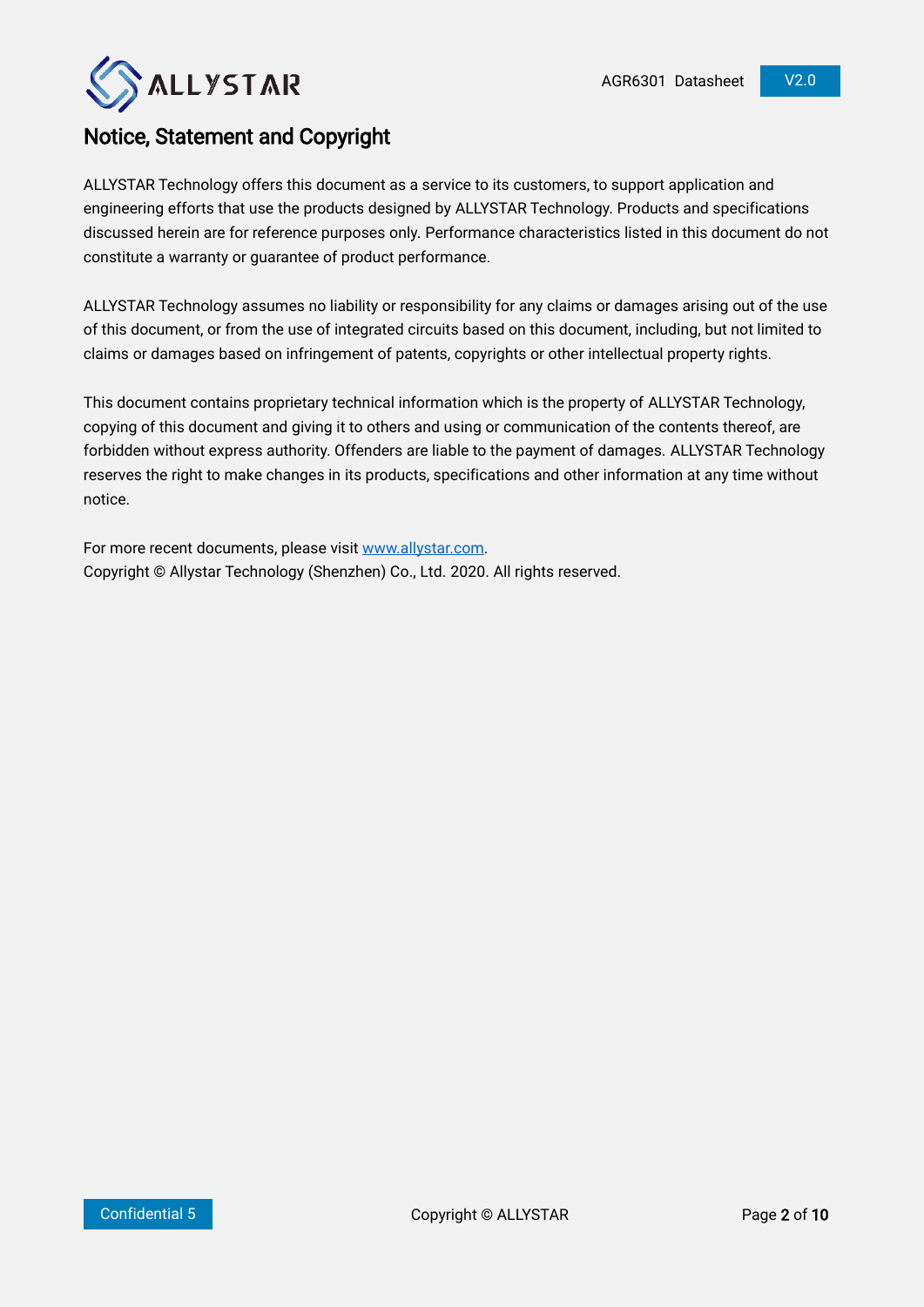## Notice, Statement and Copyright

ALLYSTAR Technology offers this document as a service to its customers, to support application and engineering efforts that use the products designed by ALLYSTAR Technology. Products and specifications discussed herein are for reference purposes only. Performance characteristics listed in this document do not constitute a warranty or guarantee of product performance.

ALLYSTAR Technology assumes no liability or responsibility for any claims or damages arising out of the use of this document, or from the use of integrated circuits based on this document, including, but not limited to claims or damages based on infringement of patents, copyrights or other intellectual property rights.

This document contains proprietary technical information which is the property of ALLYSTAR Technology, copying of this document and giving it to others and using or communication of the contents thereof, are forbidden without express authority. Offenders are liable to the payment of damages. ALLYSTAR Technology reserves the right to make changes in its products, specifications and other information at any time without notice.

For more recent documents, please visit [www.allystar.com](http://www.allystar.com).
Copyright © Allystar Technology (Shenzhen) Co., Ltd. 2020. All rights reserved.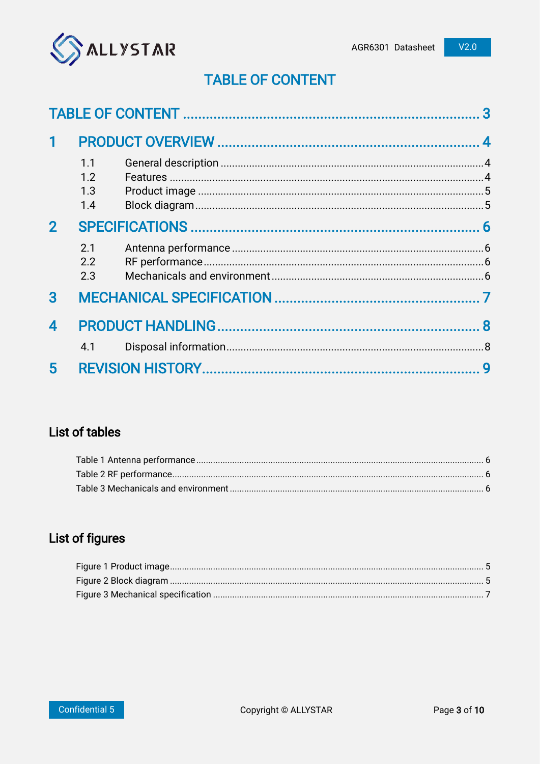# TABLE OF CONTENT

TABLE OF CONTENT ........ 3

1 PRODUCT OVERVIEW ........ 4

- 1.1 General description ........ 4
- 1.2 Features ........ 4
- 1.3 Product image ........ 5
- 1.4 Block diagram ........ 5

2 SPECIFICATIONS ........ 6

- 2.1 Antenna performance ........ 6
- 2.2 RF performance ........ 6
- 2.3 Mechanicals and environment ........ 6

3 MECHANICAL SPECIFICATION ........ 7

4 PRODUCT HANDLING ........ 8

- 4.1 Disposal information ........ 8

5 REVISION HISTORY ........ 9

## List of tables

- Table 1 Antenna performance ........ 6
- Table 2 RF performance ........ 6
- Table 3 Mechanicals and environment ........ 6

## List of figures

- Figure 1 Product image ........ 5
- Figure 2 Block diagram ........ 5
- Figure 3 Mechanical specification ........ 7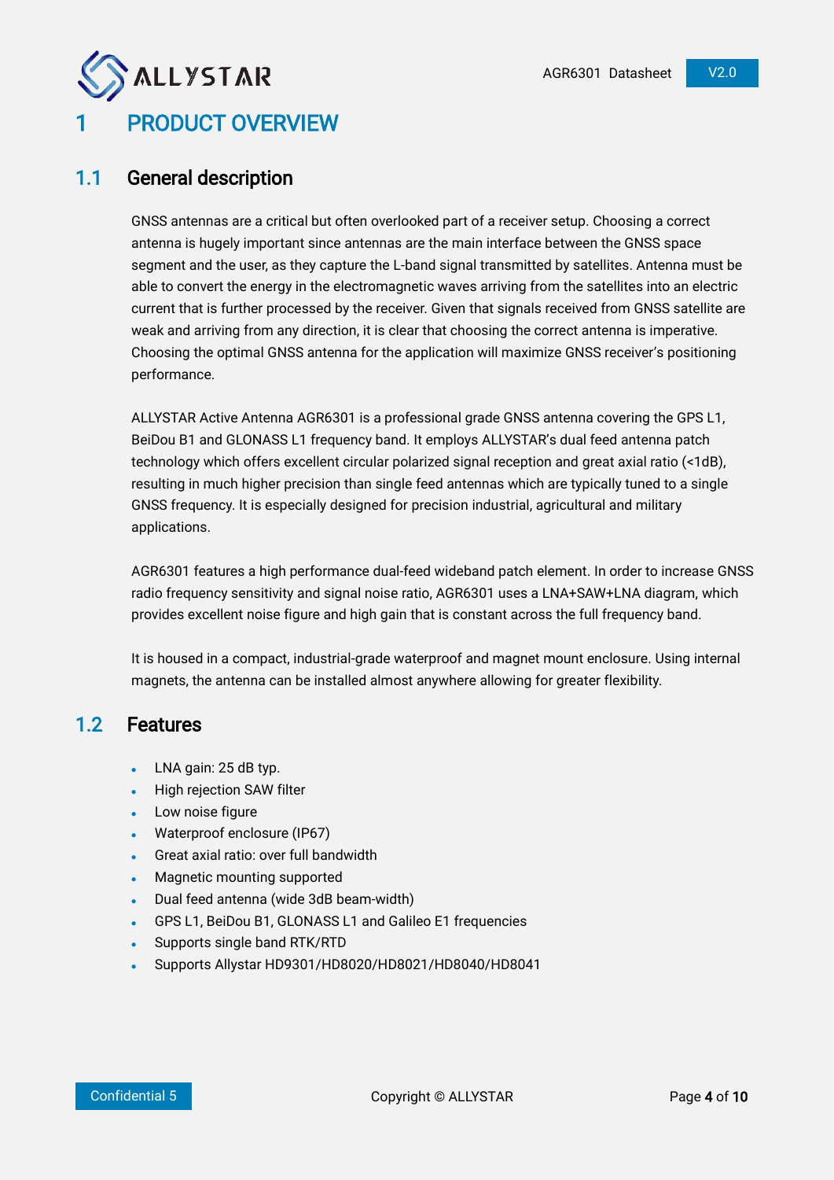// Omitting header/footer: ALLYSTAR logo, "AGR6301 Datasheet V2.0", "Confidential 5", "Copyright © ALLYSTAR", "Page 4 of 10"

# 1 PRODUCT OVERVIEW

## 1.1 General description

GNSS antennas are a critical but often overlooked part of a receiver setup. Choosing a correct antenna is hugely important since antennas are the main interface between the GNSS space segment and the user, as they capture the L-band signal transmitted by satellites. Antenna must be able to convert the energy in the electromagnetic waves arriving from the satellites into an electric current that is further processed by the receiver. Given that signals received from GNSS satellite are weak and arriving from any direction, it is clear that choosing the correct antenna is imperative. Choosing the optimal GNSS antenna for the application will maximize GNSS receiver's positioning performance.

ALLYSTAR Active Antenna AGR6301 is a professional grade GNSS antenna covering the GPS L1, BeiDou B1 and GLONASS L1 frequency band. It employs ALLYSTAR's dual feed antenna patch technology which offers excellent circular polarized signal reception and great axial ratio (<1dB), resulting in much higher precision than single feed antennas which are typically tuned to a single GNSS frequency. It is especially designed for precision industrial, agricultural and military applications.

AGR6301 features a high performance dual-feed wideband patch element. In order to increase GNSS radio frequency sensitivity and signal noise ratio, AGR6301 uses a LNA+SAW+LNA diagram, which provides excellent noise figure and high gain that is constant across the full frequency band.

It is housed in a compact, industrial-grade waterproof and magnet mount enclosure. Using internal magnets, the antenna can be installed almost anywhere allowing for greater flexibility.

## 1.2 Features

- LNA gain: 25 dB typ.
- High rejection SAW filter
- Low noise figure
- Waterproof enclosure (IP67)
- Great axial ratio: over full bandwidth
- Magnetic mounting supported
- Dual feed antenna (wide 3dB beam-width)
- GPS L1, BeiDou B1, GLONASS L1 and Galileo E1 frequencies
- Supports single band RTK/RTD
- Supports Allystar HD9301/HD8020/HD8021/HD8040/HD8041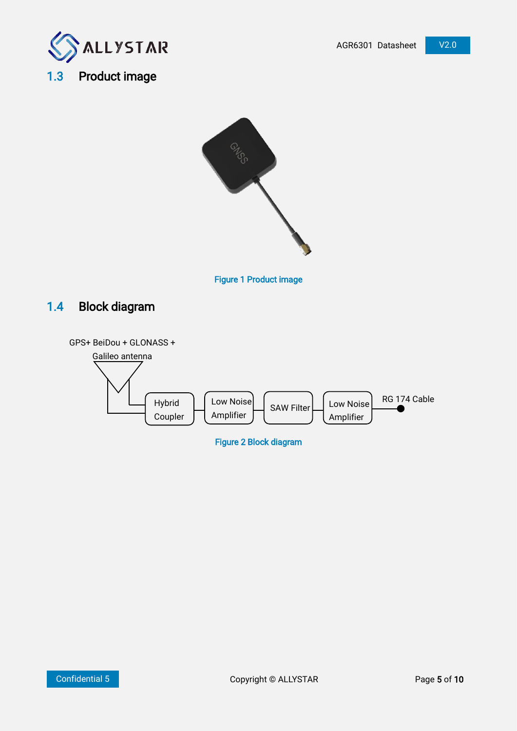## 1.3 Product image

Figure 1 Product image

## 1.4 Block diagram

GPS+ BeiDou + GLONASS + Galileo antenna

Hybrid Coupler → Low Noise Amplifier → SAW Filter → Low Noise Amplifier → RG 174 Cable

Figure 2 Block diagram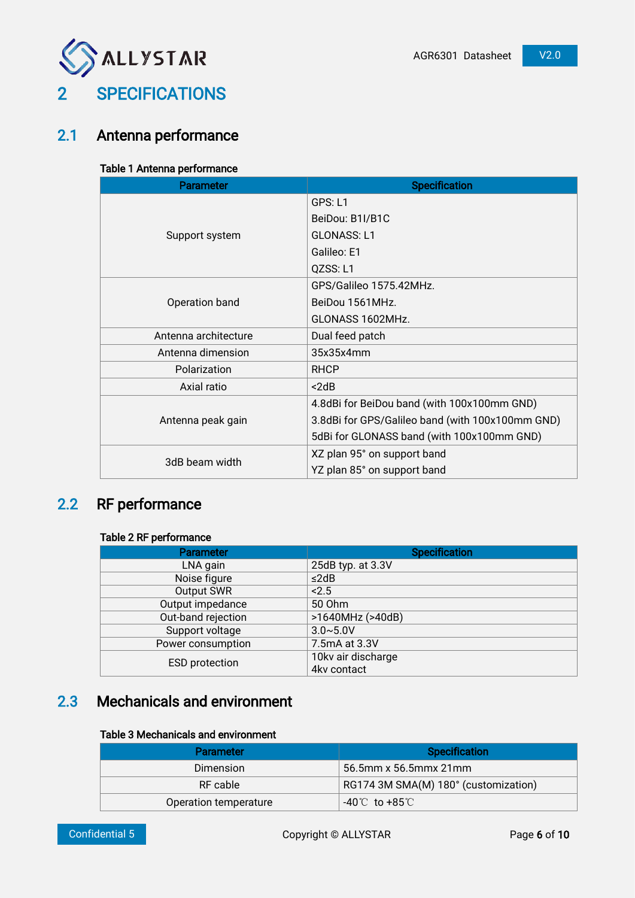# 2 SPECIFICATIONS

## 2.1 Antenna performance

**Table 1 Antenna performance**

| Parameter | Specification |
|---|---|
| Support system | GPS: L1<br>BeiDou: B1I/B1C<br>GLONASS: L1<br>Galileo: E1<br>QZSS: L1 |
| Operation band | GPS/Galileo 1575.42MHz.<br>BeiDou 1561MHz.<br>GLONASS 1602MHz. |
| Antenna architecture | Dual feed patch |
| Antenna dimension | 35x35x4mm |
| Polarization | RHCP |
| Axial ratio | <2dB |
| Antenna peak gain | 4.8dBi for BeiDou band (with 100x100mm GND)<br>3.8dBi for GPS/Galileo band (with 100x100mm GND)<br>5dBi for GLONASS band (with 100x100mm GND) |
| 3dB beam width | XZ plan 95° on support band<br>YZ plan 85° on support band |

## 2.2 RF performance

**Table 2 RF performance**

| Parameter | Specification |
|---|---|
| LNA gain | 25dB typ. at 3.3V |
| Noise figure | ≤2dB |
| Output SWR | <2.5 |
| Output impedance | 50 Ohm |
| Out-band rejection | >1640MHz (>40dB) |
| Support voltage | 3.0~5.0V |
| Power consumption | 7.5mA at 3.3V |
| ESD protection | 10kv air discharge<br>4kv contact |

## 2.3 Mechanicals and environment

**Table 3 Mechanicals and environment**

| Parameter | Specification |
|---|---|
| Dimension | 56.5mm x 56.5mmx 21mm |
| RF cable | RG174 3M SMA(M) 180° (customization) |
| Operation temperature | -40℃ to +85℃ |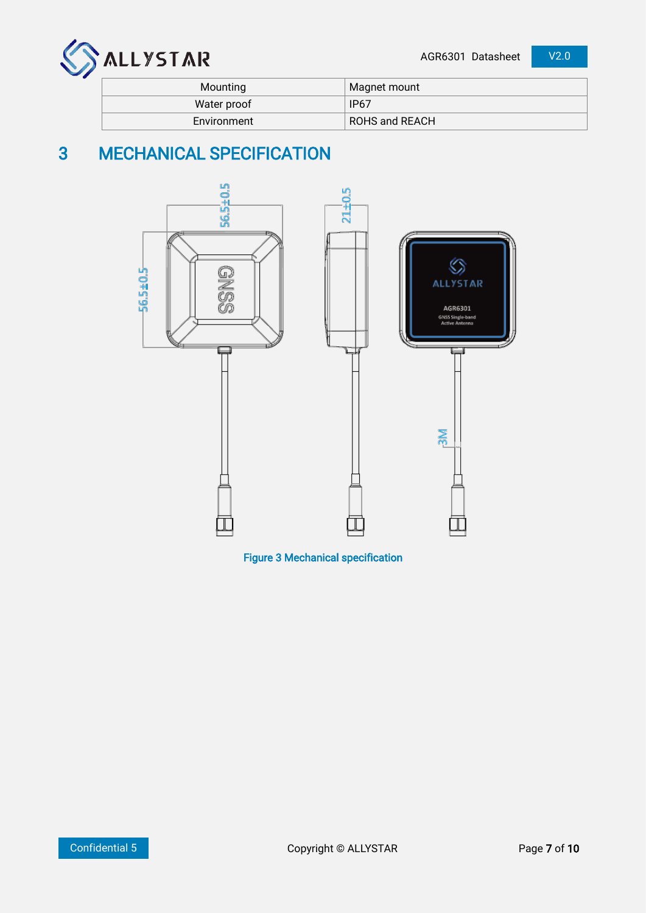| Mounting | Magnet mount |
|---|---|
| Water proof | IP67 |
| Environment | ROHS and REACH |

# 3 MECHANICAL SPECIFICATION

Figure 3 Mechanical specification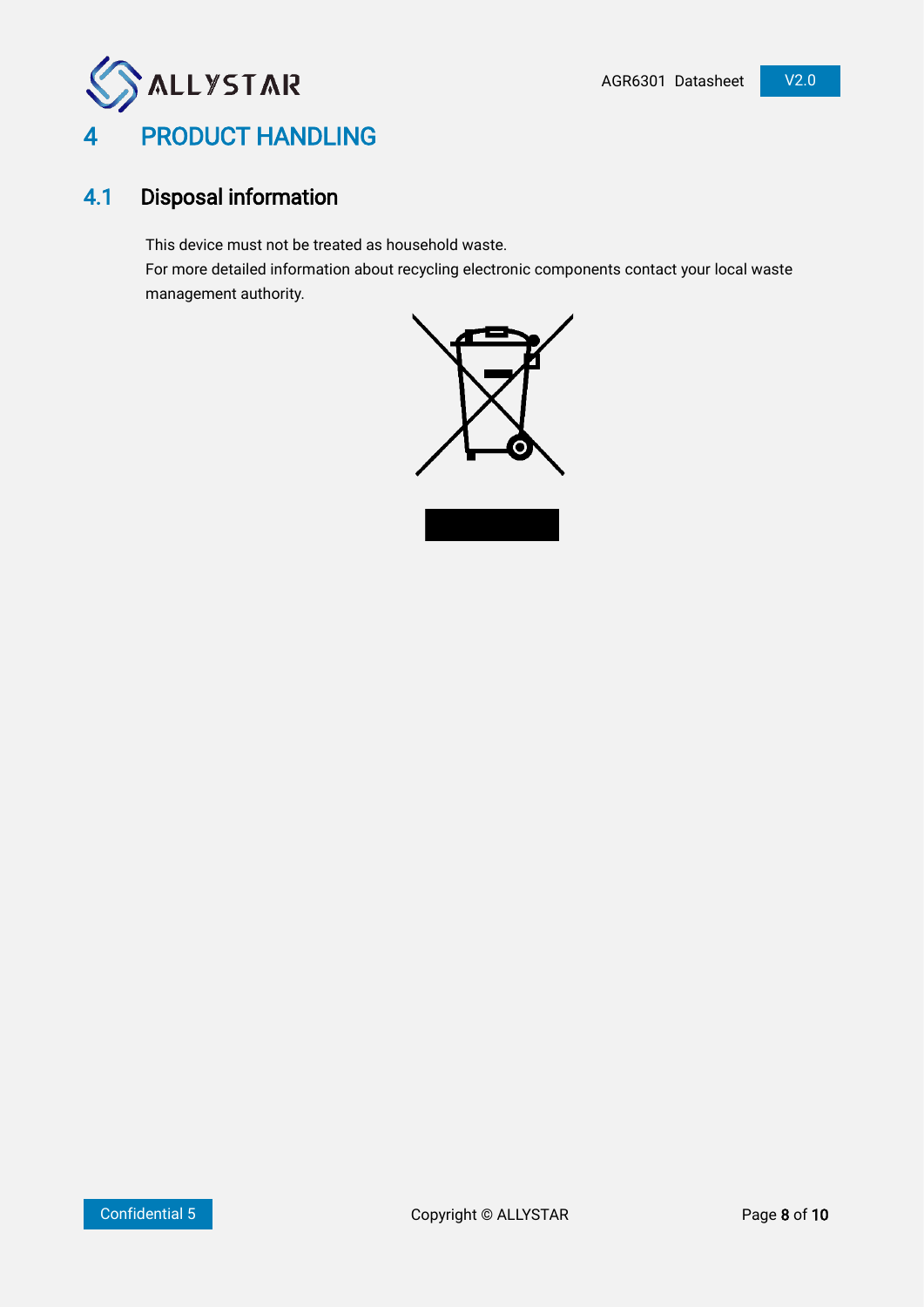# 4 PRODUCT HANDLING

## 4.1 Disposal information

This device must not be treated as household waste.
For more detailed information about recycling electronic components contact your local waste management authority.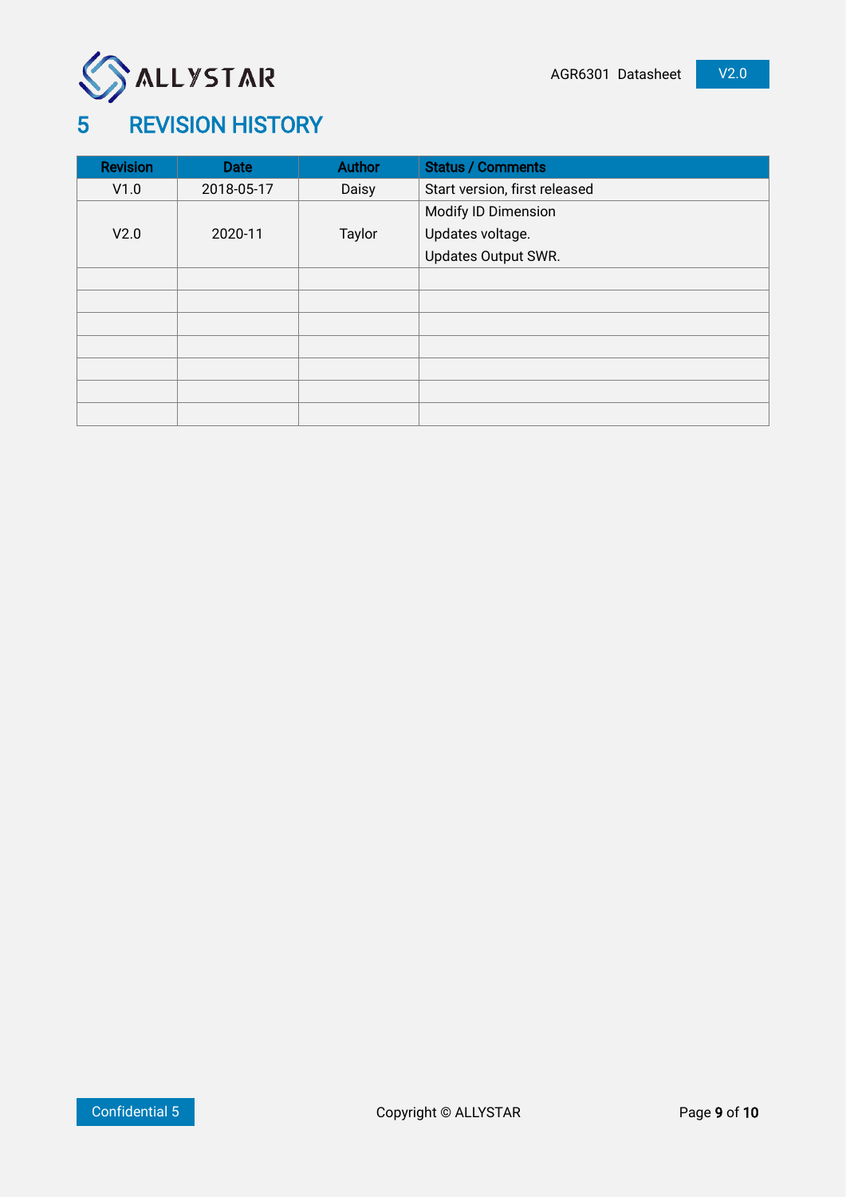# 5 REVISION HISTORY

| Revision | Date | Author | Status / Comments |
|---|---|---|---|
| V1.0 | 2018-05-17 | Daisy | Start version, first released |
| V2.0 | 2020-11 | Taylor | Modify ID Dimension<br>Updates voltage.<br>Updates Output SWR. |
| | | | |
| | | | |
| | | | |
| | | | |
| | | | |
| | | | |
| | | | |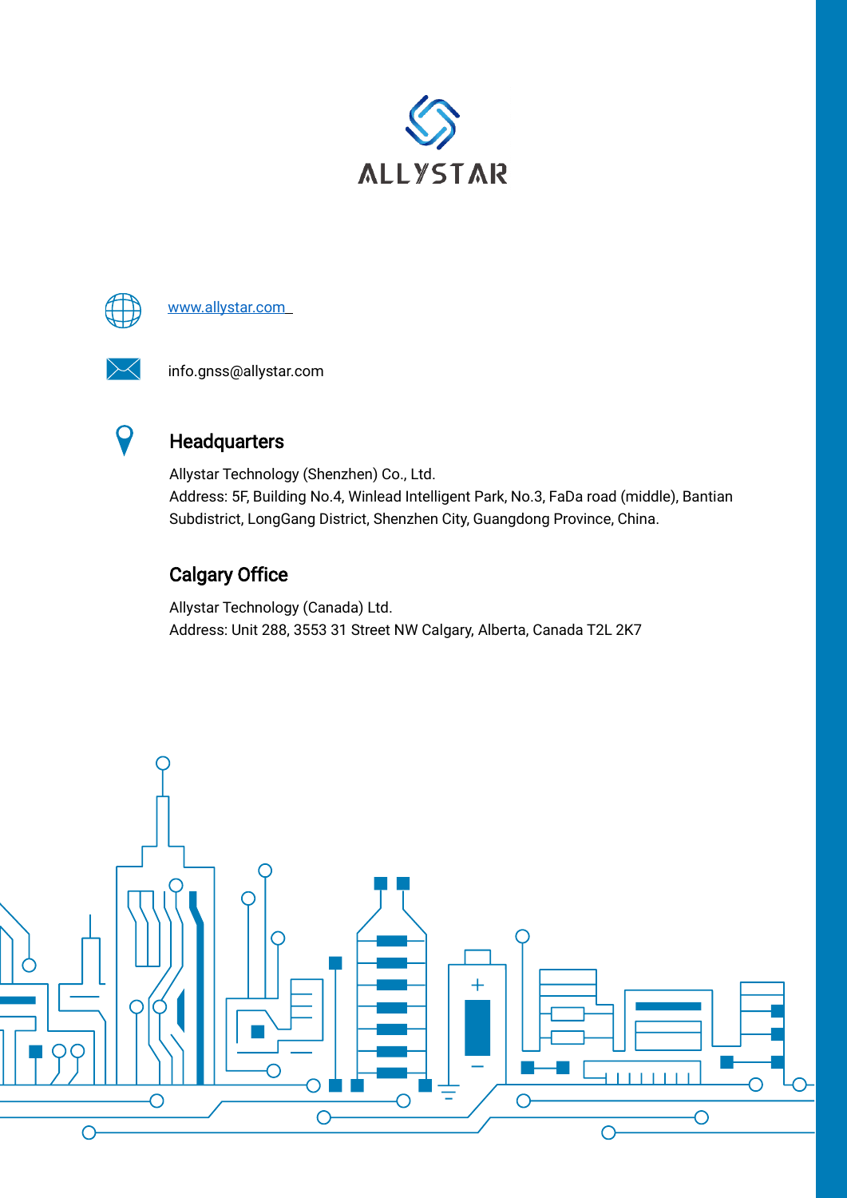ALLYSTAR

www.allystar.com

info.gnss@allystar.com

## Headquarters

Allystar Technology (Shenzhen) Co., Ltd.
Address: 5F, Building No.4, Winlead Intelligent Park, No.3, FaDa road (middle), Bantian Subdistrict, LongGang District, Shenzhen City, Guangdong Province, China.

## Calgary Office

Allystar Technology (Canada) Ltd.
Address: Unit 288, 3553 31 Street NW Calgary, Alberta, Canada T2L 2K7